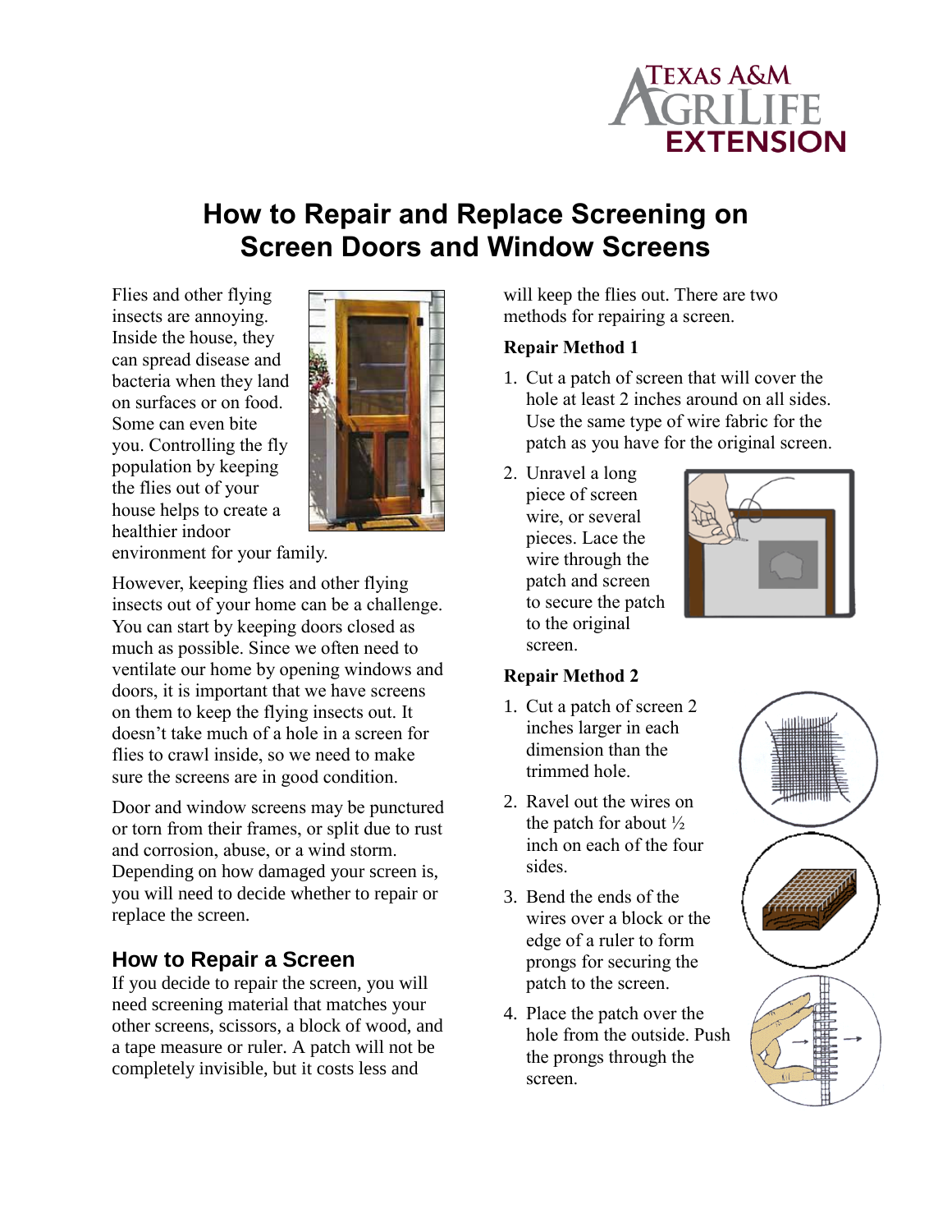# How to Repair and Replace Screening on Screen Doors and Window Screens

Flies and other flying insects are annoying. Inside the house, they can spread disease and bacteria when they land on surfaces or on food. Some can even bite you. Controlling the fly population by keeping the flies out of your house helps to create a healthier indoor environment for your family.

However, keeping flies and other flying insects out of your home can be a challenge. You can start by keeping doors closed as much as possible. Since we often need to ventilate our home by opening windows and doors, it is important that we have screens on them to keep the flying insects out. It doesn't take much of a hole in a screen for flies to crawl inside, so we need to make sure the screens are in good condition.

Door and window screens may be punctured or torn from their frames, or split due to rust and corrosion, abuse, or a wind storm. Depending on how damaged your screen is, you will need to decide whether to repair or replace the screen.

## How to Repair a Screen

If you decide to repair the screen, you will need screening material that matches your other screens, scissors, a block of wood, and a tape measure or ruler. A patch will not be completely invisible, but it costs less and will keep the flies out. There are two methods for repairing a screen.

**Repair Method 1**

1. Cut a patch of screen that will cover the hole at least 2 inches around on all sides. Use the same type of wire fabric for the patch as you have for the original screen.
2. Unravel a long piece of screen wire, or several pieces. Lace the wire through the patch and screen to secure the patch to the original screen.

**Repair Method 2**

1. Cut a patch of screen 2 inches larger in each dimension than the trimmed hole.
2. Ravel out the wires on the patch for about ½ inch on each of the four sides.
3. Bend the ends of the wires over a block or the edge of a ruler to form prongs for securing the patch to the screen.
4. Place the patch over the hole from the outside. Push the prongs through the screen.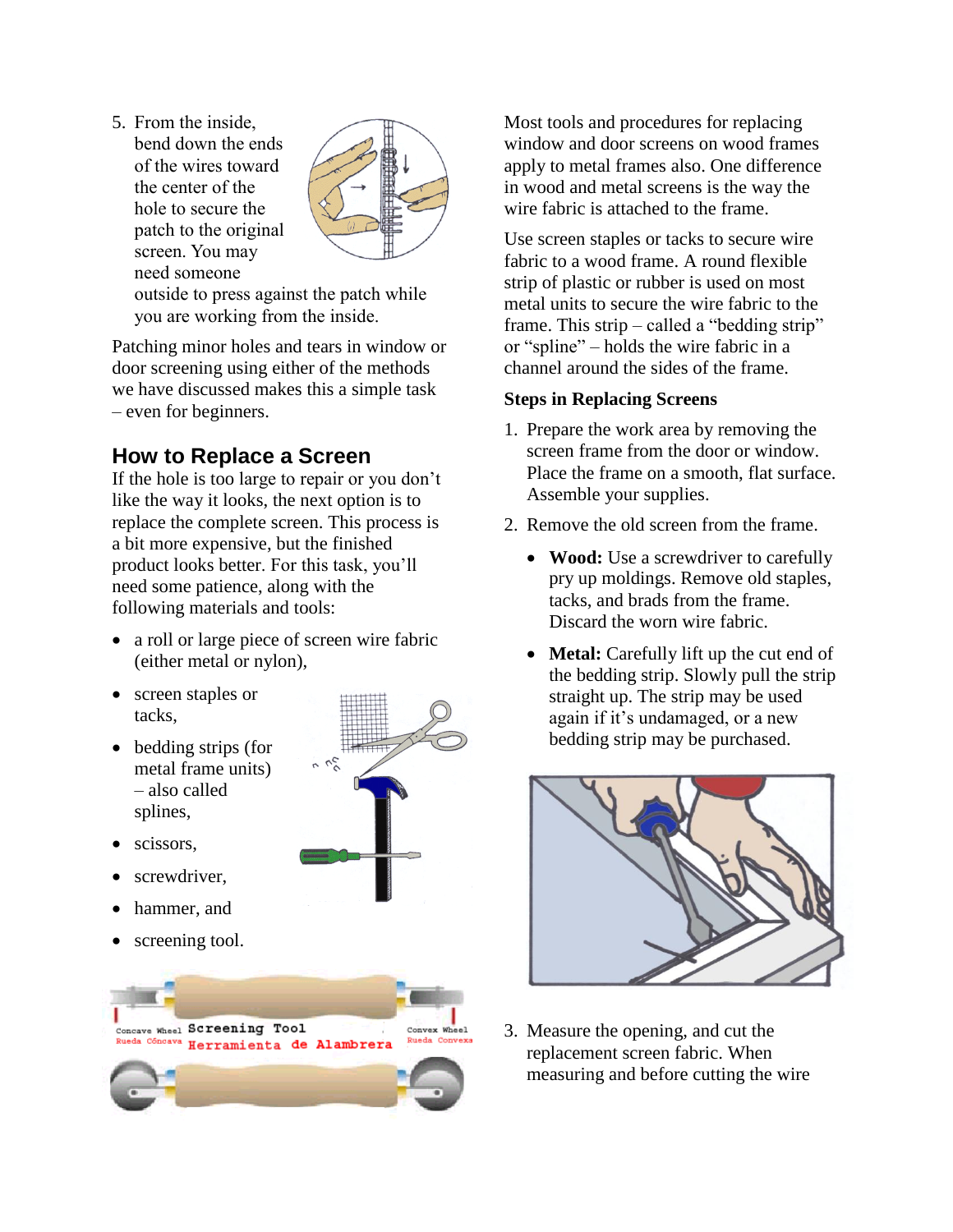5. From the inside, bend down the ends of the wires toward the center of the hole to secure the patch to the original screen. You may need someone outside to press against the patch while you are working from the inside.

Patching minor holes and tears in window or door screening using either of the methods we have discussed makes this a simple task – even for beginners.

## How to Replace a Screen

If the hole is too large to repair or you don't like the way it looks, the next option is to replace the complete screen. This process is a bit more expensive, but the finished product looks better. For this task, you'll need some patience, along with the following materials and tools:

- a roll or large piece of screen wire fabric (either metal or nylon),
- screen staples or tacks,
- bedding strips (for metal frame units) – also called splines,
- scissors,
- screwdriver,
- hammer, and
- screening tool.

Concave Wheel Rueda Cóncava Screening Tool Herramienta de Alambrera Convex Wheel Rueda Convexa

Most tools and procedures for replacing window and door screens on wood frames apply to metal frames also. One difference in wood and metal screens is the way the wire fabric is attached to the frame.

Use screen staples or tacks to secure wire fabric to a wood frame. A round flexible strip of plastic or rubber is used on most metal units to secure the wire fabric to the frame. This strip – called a "bedding strip" or "spline" – holds the wire fabric in a channel around the sides of the frame.

### Steps in Replacing Screens

1. Prepare the work area by removing the screen frame from the door or window. Place the frame on a smooth, flat surface. Assemble your supplies.
2. Remove the old screen from the frame.
   - **Wood:** Use a screwdriver to carefully pry up moldings. Remove old staples, tacks, and brads from the frame. Discard the worn wire fabric.
   - **Metal:** Carefully lift up the cut end of the bedding strip. Slowly pull the strip straight up. The strip may be used again if it's undamaged, or a new bedding strip may be purchased.
3. Measure the opening, and cut the replacement screen fabric. When measuring and before cutting the wire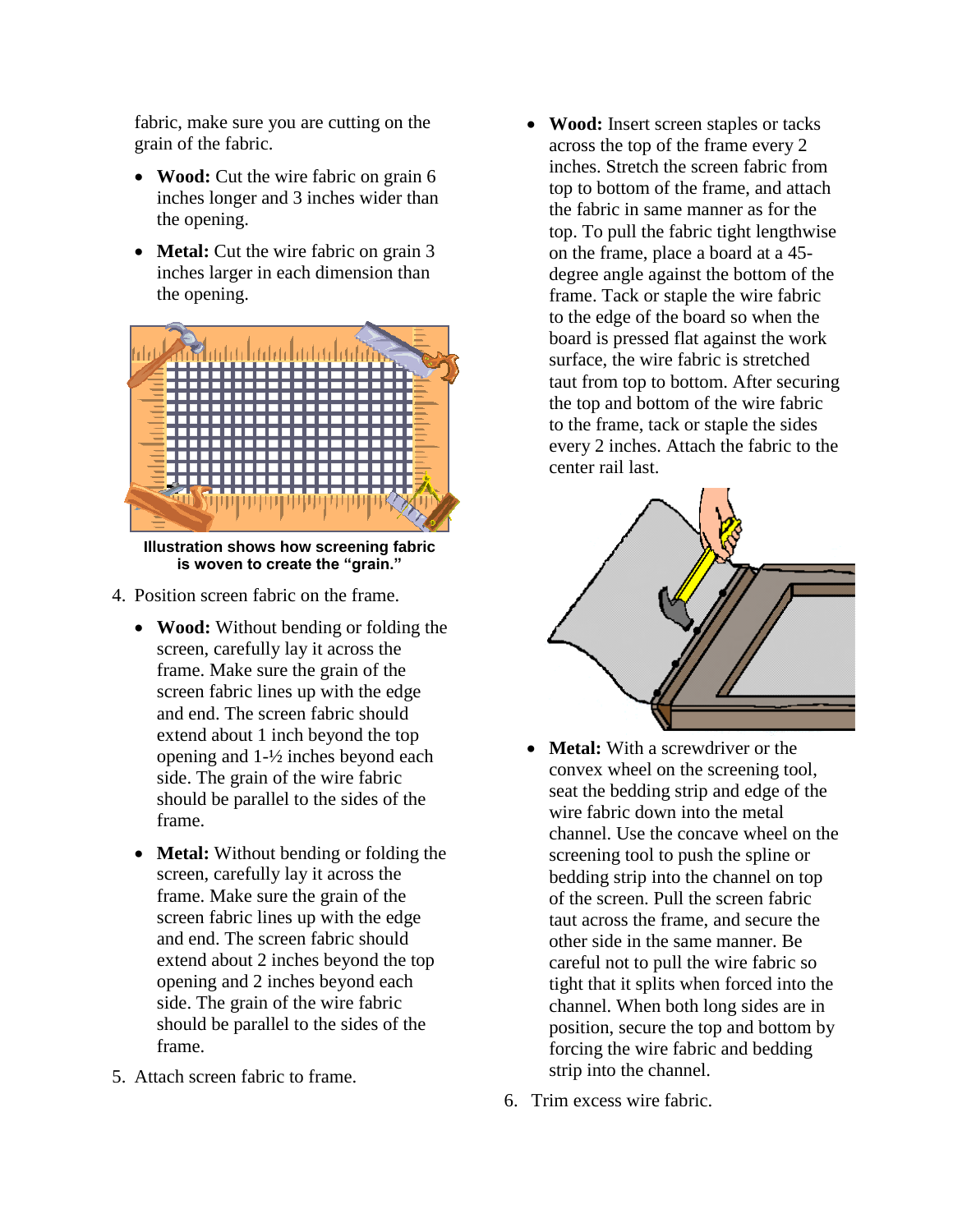fabric, make sure you are cutting on the grain of the fabric.

- **Wood:** Cut the wire fabric on grain 6 inches longer and 3 inches wider than the opening.
- **Metal:** Cut the wire fabric on grain 3 inches larger in each dimension than the opening.

**Illustration shows how screening fabric is woven to create the "grain."**

4. Position screen fabric on the frame.

   - **Wood:** Without bending or folding the screen, carefully lay it across the frame. Make sure the grain of the screen fabric lines up with the edge and end. The screen fabric should extend about 1 inch beyond the top opening and 1-½ inches beyond each side. The grain of the wire fabric should be parallel to the sides of the frame.
   - **Metal:** Without bending or folding the screen, carefully lay it across the frame. Make sure the grain of the screen fabric lines up with the edge and end. The screen fabric should extend about 2 inches beyond the top opening and 2 inches beyond each side. The grain of the wire fabric should be parallel to the sides of the frame.

5. Attach screen fabric to frame.

   - **Wood:** Insert screen staples or tacks across the top of the frame every 2 inches. Stretch the screen fabric from top to bottom of the frame, and attach the fabric in same manner as for the top. To pull the fabric tight lengthwise on the frame, place a board at a 45-degree angle against the bottom of the frame. Tack or staple the wire fabric to the edge of the board so when the board is pressed flat against the work surface, the wire fabric is stretched taut from top to bottom. After securing the top and bottom of the wire fabric to the frame, tack or staple the sides every 2 inches. Attach the fabric to the center rail last.
   - **Metal:** With a screwdriver or the convex wheel on the screening tool, seat the bedding strip and edge of the wire fabric down into the metal channel. Use the concave wheel on the screening tool to push the spline or bedding strip into the channel on top of the screen. Pull the screen fabric taut across the frame, and secure the other side in the same manner. Be careful not to pull the wire fabric so tight that it splits when forced into the channel. When both long sides are in position, secure the top and bottom by forcing the wire fabric and bedding strip into the channel.

6. Trim excess wire fabric.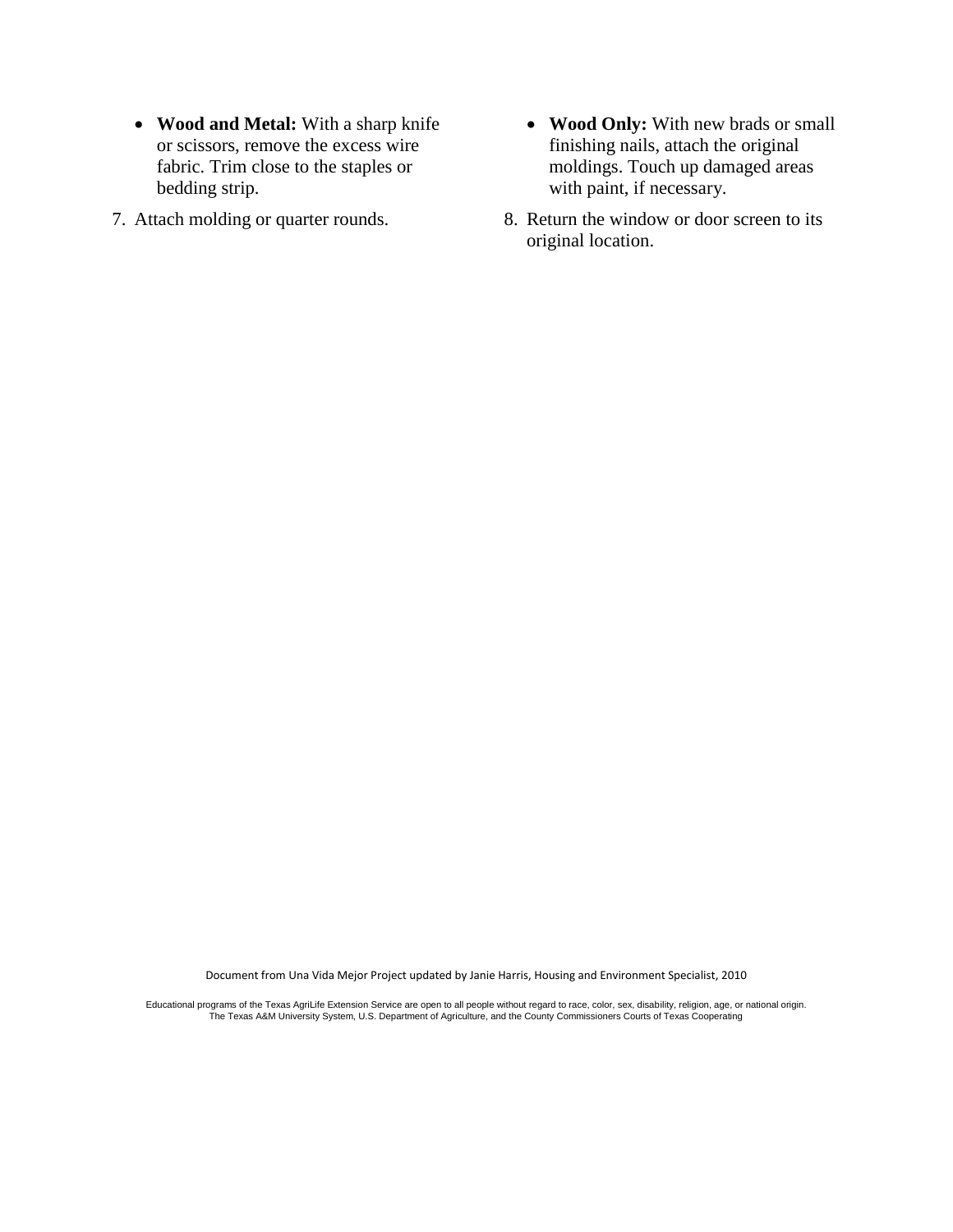- **Wood and Metal:** With a sharp knife or scissors, remove the excess wire fabric. Trim close to the staples or bedding strip.

7. Attach molding or quarter rounds.

- **Wood Only:** With new brads or small finishing nails, attach the original moldings. Touch up damaged areas with paint, if necessary.

8. Return the window or door screen to its original location.

Document from Una Vida Mejor Project updated by Janie Harris, Housing and Environment Specialist, 2010

Educational programs of the Texas AgriLife Extension Service are open to all people without regard to race, color, sex, disability, religion, age, or national origin. The Texas A&M University System, U.S. Department of Agriculture, and the County Commissioners Courts of Texas Cooperating